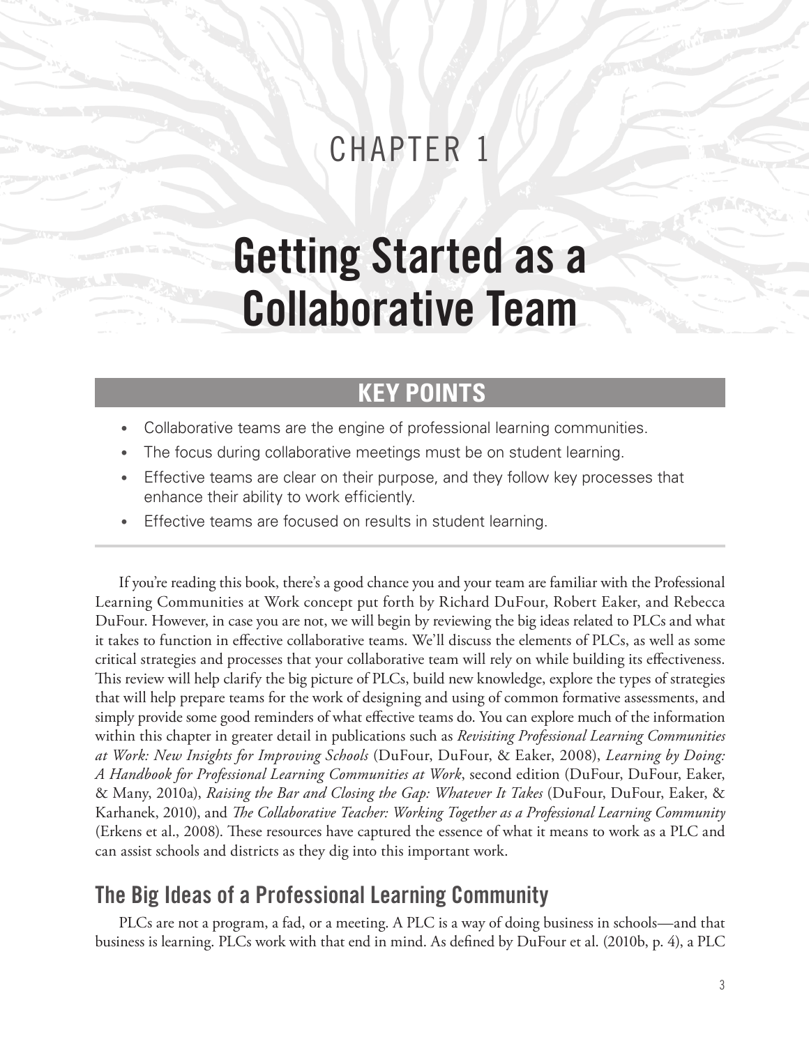# CHAPTER 1

# Getting Started as a Collaborative Team

## KEY POINTS

- Collaborative teams are the engine of professional learning communities.
- The focus during collaborative meetings must be on student learning.
- Effective teams are clear on their purpose, and they follow key processes that enhance their ability to work efficiently.
- Effective teams are focused on results in student learning.

If you're reading this book, there's a good chance you and your team are familiar with the Professional Learning Communities at Work concept put forth by Richard DuFour, Robert Eaker, and Rebecca DuFour. However, in case you are not, we will begin by reviewing the big ideas related to PLCs and what it takes to function in effective collaborative teams. We'll discuss the elements of PLCs, as well as some critical strategies and processes that your collaborative team will rely on while building its effectiveness. This review will help clarify the big picture of PLCs, build new knowledge, explore the types of strategies that will help prepare teams for the work of designing and using of common formative assessments, and simply provide some good reminders of what effective teams do. You can explore much of the information within this chapter in greater detail in publications such as *Revisiting Professional Learning Communities at Work: New Insights for Improving Schools* (DuFour, DuFour, & Eaker, 2008), *Learning by Doing: A Handbook for Professional Learning Communities at Work*, second edition (DuFour, DuFour, Eaker, & Many, 2010a), *Raising the Bar and Closing the Gap: Whatever It Takes* (DuFour, DuFour, Eaker, & Karhanek, 2010), and *The Collaborative Teacher: Working Together as a Professional Learning Community* (Erkens et al., 2008). These resources have captured the essence of what it means to work as a PLC and can assist schools and districts as they dig into this important work.

## The Big Ideas of a Professional Learning Community

PLCs are not a program, a fad, or a meeting. A PLC is a way of doing business in schools—and that business is learning. PLCs work with that end in mind. As defined by DuFour et al. (2010b, p. 4), a PLC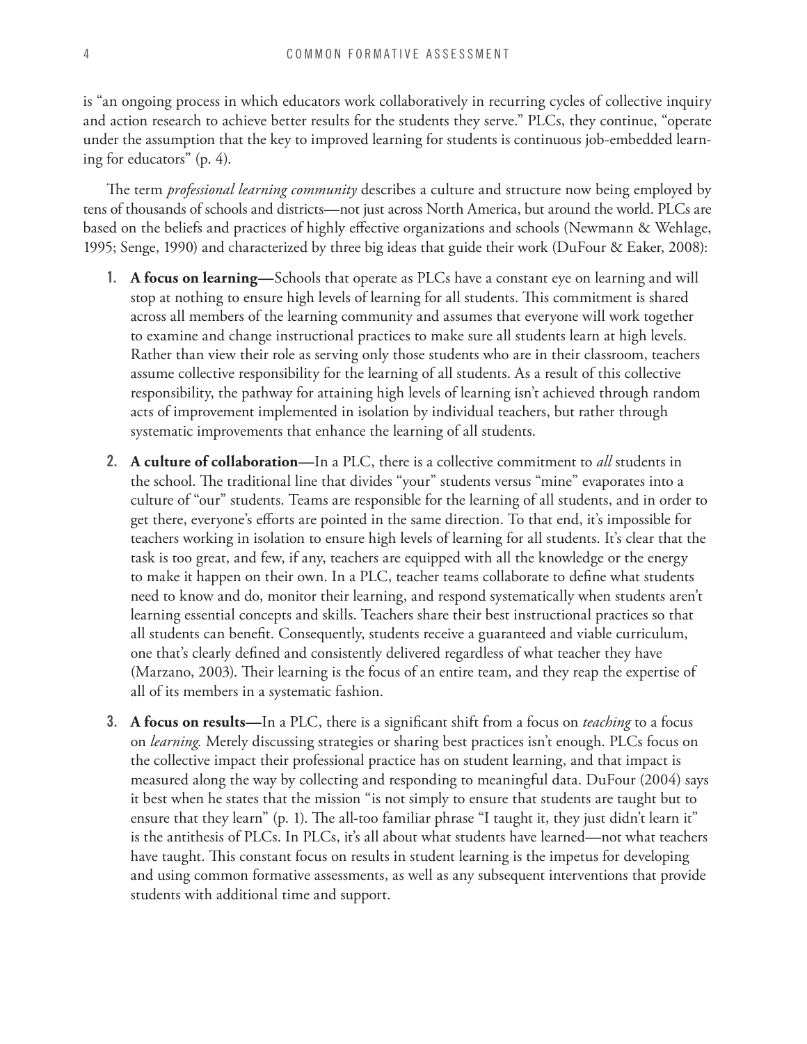is "an ongoing process in which educators work collaboratively in recurring cycles of collective inquiry and action research to achieve better results for the students they serve." PLCs, they continue, "operate under the assumption that the key to improved learning for students is continuous job-embedded learning for educators" (p. 4).

The term *professional learning community* describes a culture and structure now being employed by tens of thousands of schools and districts—not just across North America, but around the world. PLCs are based on the beliefs and practices of highly effective organizations and schools (Newmann & Wehlage, 1995; Senge, 1990) and characterized by three big ideas that guide their work (DuFour & Eaker, 2008):

1. **A focus on learning—**Schools that operate as PLCs have a constant eye on learning and will stop at nothing to ensure high levels of learning for all students. This commitment is shared across all members of the learning community and assumes that everyone will work together to examine and change instructional practices to make sure all students learn at high levels. Rather than view their role as serving only those students who are in their classroom, teachers assume collective responsibility for the learning of all students. As a result of this collective responsibility, the pathway for attaining high levels of learning isn't achieved through random acts of improvement implemented in isolation by individual teachers, but rather through systematic improvements that enhance the learning of all students.

2. **A culture of collaboration—**In a PLC, there is a collective commitment to *all* students in the school. The traditional line that divides "your" students versus "mine" evaporates into a culture of "our" students. Teams are responsible for the learning of all students, and in order to get there, everyone's efforts are pointed in the same direction. To that end, it's impossible for teachers working in isolation to ensure high levels of learning for all students. It's clear that the task is too great, and few, if any, teachers are equipped with all the knowledge or the energy to make it happen on their own. In a PLC, teacher teams collaborate to define what students need to know and do, monitor their learning, and respond systematically when students aren't learning essential concepts and skills. Teachers share their best instructional practices so that all students can benefit. Consequently, students receive a guaranteed and viable curriculum, one that's clearly defined and consistently delivered regardless of what teacher they have (Marzano, 2003). Their learning is the focus of an entire team, and they reap the expertise of all of its members in a systematic fashion.

3. **A focus on results—**In a PLC, there is a significant shift from a focus on *teaching* to a focus on *learning.* Merely discussing strategies or sharing best practices isn't enough. PLCs focus on the collective impact their professional practice has on student learning, and that impact is measured along the way by collecting and responding to meaningful data. DuFour (2004) says it best when he states that the mission "is not simply to ensure that students are taught but to ensure that they learn" (p. 1). The all-too familiar phrase "I taught it, they just didn't learn it" is the antithesis of PLCs. In PLCs, it's all about what students have learned—not what teachers have taught. This constant focus on results in student learning is the impetus for developing and using common formative assessments, as well as any subsequent interventions that provide students with additional time and support.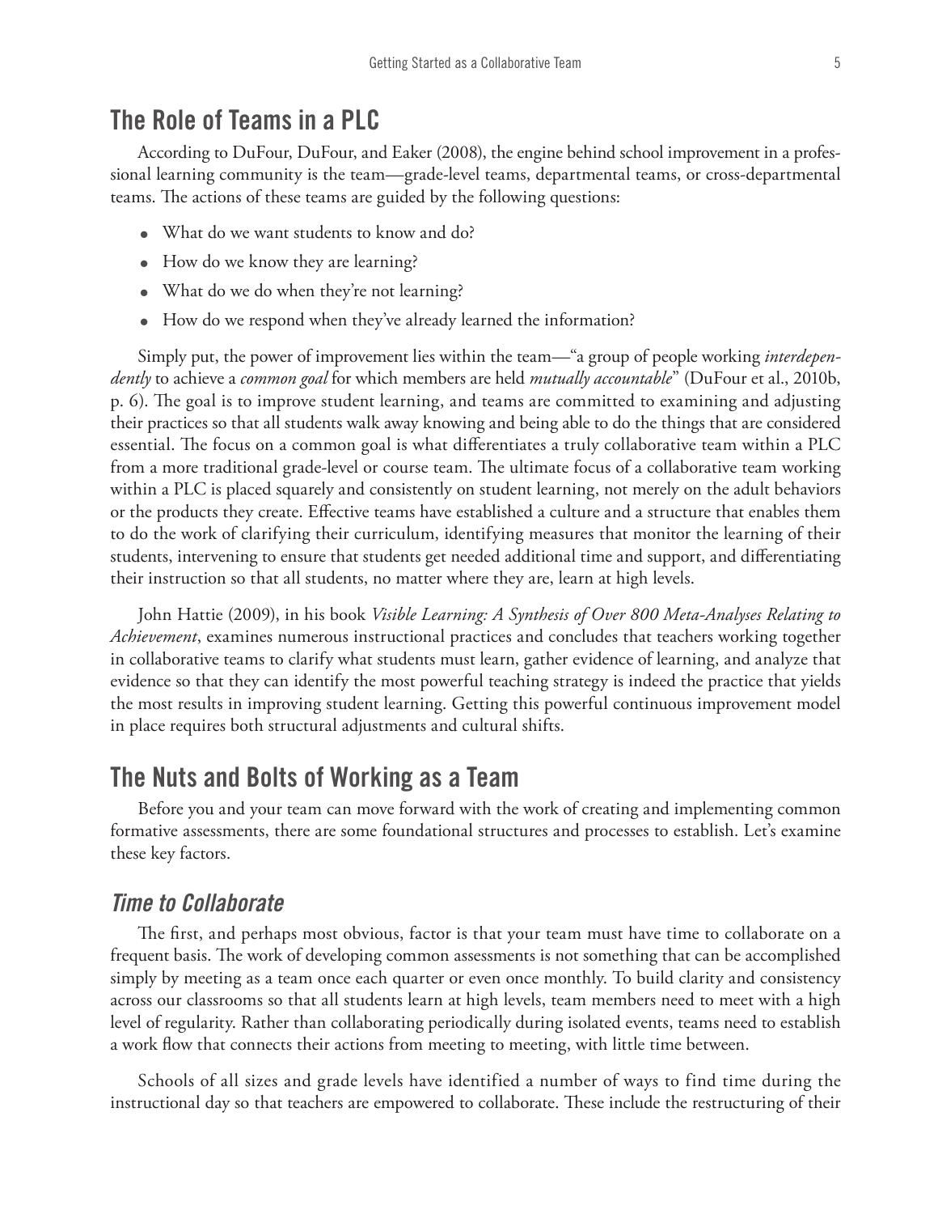## The Role of Teams in a PLC

According to DuFour, DuFour, and Eaker (2008), the engine behind school improvement in a professional learning community is the team—grade-level teams, departmental teams, or cross-departmental teams. The actions of these teams are guided by the following questions:

- What do we want students to know and do?
- How do we know they are learning?
- What do we do when they're not learning?
- How do we respond when they've already learned the information?

Simply put, the power of improvement lies within the team—"a group of people working *interdependently* to achieve a *common goal* for which members are held *mutually accountable*" (DuFour et al., 2010b, p. 6). The goal is to improve student learning, and teams are committed to examining and adjusting their practices so that all students walk away knowing and being able to do the things that are considered essential. The focus on a common goal is what differentiates a truly collaborative team within a PLC from a more traditional grade-level or course team. The ultimate focus of a collaborative team working within a PLC is placed squarely and consistently on student learning, not merely on the adult behaviors or the products they create. Effective teams have established a culture and a structure that enables them to do the work of clarifying their curriculum, identifying measures that monitor the learning of their students, intervening to ensure that students get needed additional time and support, and differentiating their instruction so that all students, no matter where they are, learn at high levels.

John Hattie (2009), in his book *Visible Learning: A Synthesis of Over 800 Meta-Analyses Relating to Achievement*, examines numerous instructional practices and concludes that teachers working together in collaborative teams to clarify what students must learn, gather evidence of learning, and analyze that evidence so that they can identify the most powerful teaching strategy is indeed the practice that yields the most results in improving student learning. Getting this powerful continuous improvement model in place requires both structural adjustments and cultural shifts.

## The Nuts and Bolts of Working as a Team

Before you and your team can move forward with the work of creating and implementing common formative assessments, there are some foundational structures and processes to establish. Let's examine these key factors.

### *Time to Collaborate*

The first, and perhaps most obvious, factor is that your team must have time to collaborate on a frequent basis. The work of developing common assessments is not something that can be accomplished simply by meeting as a team once each quarter or even once monthly. To build clarity and consistency across our classrooms so that all students learn at high levels, team members need to meet with a high level of regularity. Rather than collaborating periodically during isolated events, teams need to establish a work flow that connects their actions from meeting to meeting, with little time between.

Schools of all sizes and grade levels have identified a number of ways to find time during the instructional day so that teachers are empowered to collaborate. These include the restructuring of their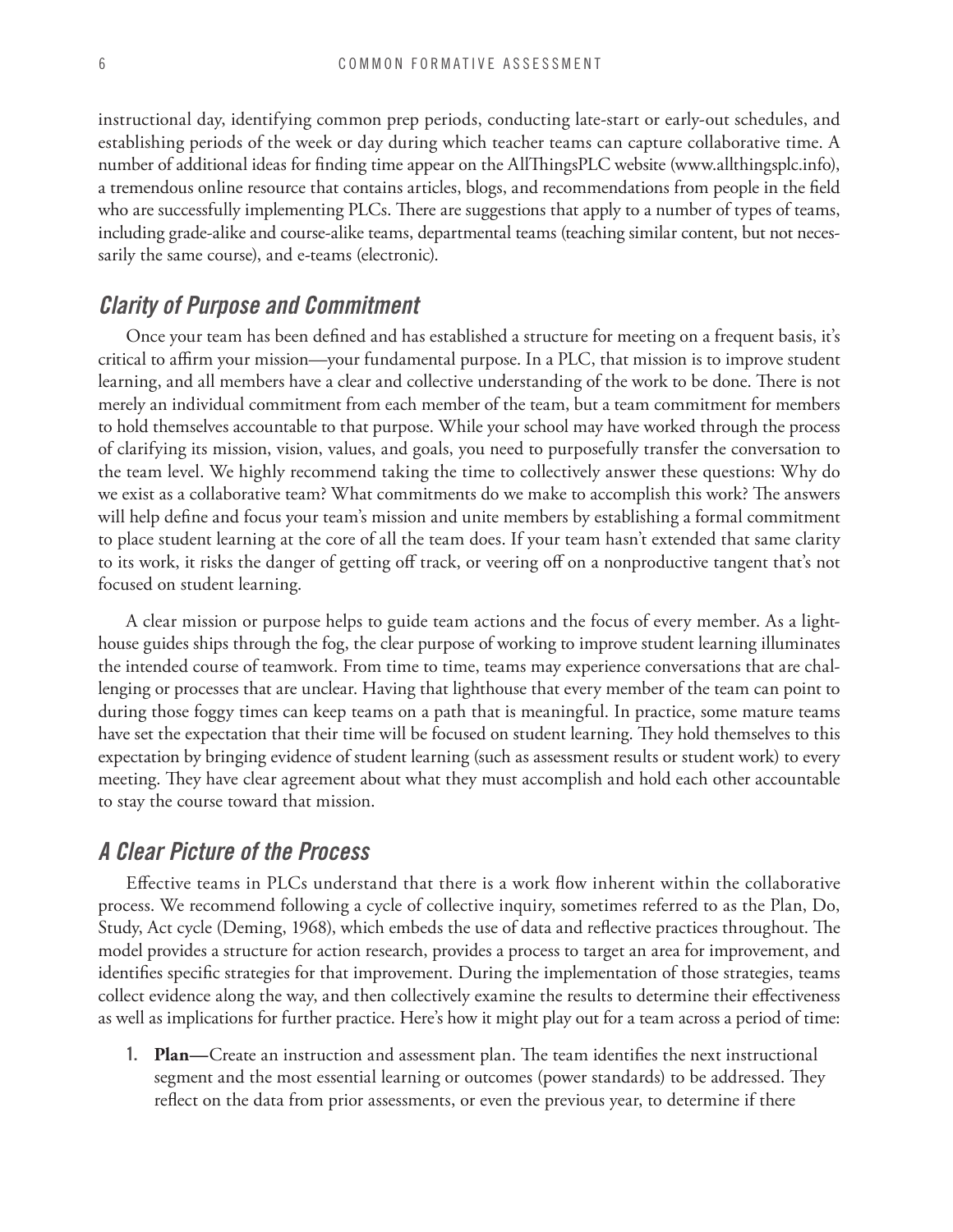instructional day, identifying common prep periods, conducting late-start or early-out schedules, and establishing periods of the week or day during which teacher teams can capture collaborative time. A number of additional ideas for finding time appear on the AllThingsPLC website (www.allthingsplc.info), a tremendous online resource that contains articles, blogs, and recommendations from people in the field who are successfully implementing PLCs. There are suggestions that apply to a number of types of teams, including grade-alike and course-alike teams, departmental teams (teaching similar content, but not necessarily the same course), and e-teams (electronic).

## *Clarity of Purpose and Commitment*

Once your team has been defined and has established a structure for meeting on a frequent basis, it's critical to affirm your mission—your fundamental purpose. In a PLC, that mission is to improve student learning, and all members have a clear and collective understanding of the work to be done. There is not merely an individual commitment from each member of the team, but a team commitment for members to hold themselves accountable to that purpose. While your school may have worked through the process of clarifying its mission, vision, values, and goals, you need to purposefully transfer the conversation to the team level. We highly recommend taking the time to collectively answer these questions: Why do we exist as a collaborative team? What commitments do we make to accomplish this work? The answers will help define and focus your team's mission and unite members by establishing a formal commitment to place student learning at the core of all the team does. If your team hasn't extended that same clarity to its work, it risks the danger of getting off track, or veering off on a nonproductive tangent that's not focused on student learning.

A clear mission or purpose helps to guide team actions and the focus of every member. As a lighthouse guides ships through the fog, the clear purpose of working to improve student learning illuminates the intended course of teamwork. From time to time, teams may experience conversations that are challenging or processes that are unclear. Having that lighthouse that every member of the team can point to during those foggy times can keep teams on a path that is meaningful. In practice, some mature teams have set the expectation that their time will be focused on student learning. They hold themselves to this expectation by bringing evidence of student learning (such as assessment results or student work) to every meeting. They have clear agreement about what they must accomplish and hold each other accountable to stay the course toward that mission.

## *A Clear Picture of the Process*

Effective teams in PLCs understand that there is a work flow inherent within the collaborative process. We recommend following a cycle of collective inquiry, sometimes referred to as the Plan, Do, Study, Act cycle (Deming, 1968), which embeds the use of data and reflective practices throughout. The model provides a structure for action research, provides a process to target an area for improvement, and identifies specific strategies for that improvement. During the implementation of those strategies, teams collect evidence along the way, and then collectively examine the results to determine their effectiveness as well as implications for further practice. Here's how it might play out for a team across a period of time:

1. **Plan—**Create an instruction and assessment plan. The team identifies the next instructional segment and the most essential learning or outcomes (power standards) to be addressed. They reflect on the data from prior assessments, or even the previous year, to determine if there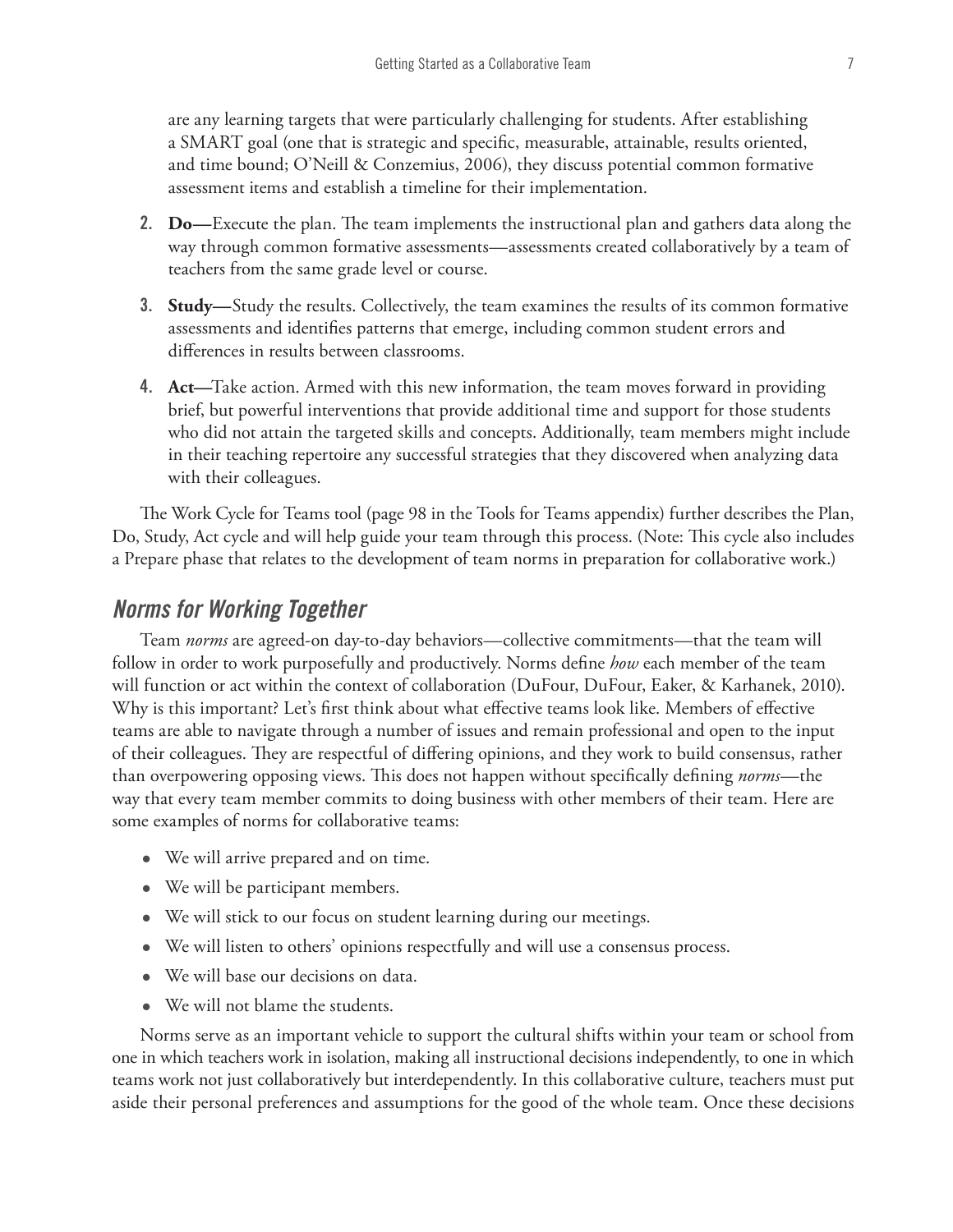are any learning targets that were particularly challenging for students. After establishing a SMART goal (one that is strategic and specific, measurable, attainable, results oriented, and time bound; O'Neill & Conzemius, 2006), they discuss potential common formative assessment items and establish a timeline for their implementation.

2. **Do—**Execute the plan. The team implements the instructional plan and gathers data along the way through common formative assessments—assessments created collaboratively by a team of teachers from the same grade level or course.

3. **Study—**Study the results. Collectively, the team examines the results of its common formative assessments and identifies patterns that emerge, including common student errors and differences in results between classrooms.

4. **Act—**Take action. Armed with this new information, the team moves forward in providing brief, but powerful interventions that provide additional time and support for those students who did not attain the targeted skills and concepts. Additionally, team members might include in their teaching repertoire any successful strategies that they discovered when analyzing data with their colleagues.

The Work Cycle for Teams tool (page 98 in the Tools for Teams appendix) further describes the Plan, Do, Study, Act cycle and will help guide your team through this process. (Note: This cycle also includes a Prepare phase that relates to the development of team norms in preparation for collaborative work.)

## *Norms for Working Together*

Team *norms* are agreed-on day-to-day behaviors—collective commitments—that the team will follow in order to work purposefully and productively. Norms define *how* each member of the team will function or act within the context of collaboration (DuFour, DuFour, Eaker, & Karhanek, 2010). Why is this important? Let's first think about what effective teams look like. Members of effective teams are able to navigate through a number of issues and remain professional and open to the input of their colleagues. They are respectful of differing opinions, and they work to build consensus, rather than overpowering opposing views. This does not happen without specifically defining *norms*—the way that every team member commits to doing business with other members of their team. Here are some examples of norms for collaborative teams:

- We will arrive prepared and on time.
- We will be participant members.
- We will stick to our focus on student learning during our meetings.
- We will listen to others' opinions respectfully and will use a consensus process.
- We will base our decisions on data.
- We will not blame the students.

Norms serve as an important vehicle to support the cultural shifts within your team or school from one in which teachers work in isolation, making all instructional decisions independently, to one in which teams work not just collaboratively but interdependently. In this collaborative culture, teachers must put aside their personal preferences and assumptions for the good of the whole team. Once these decisions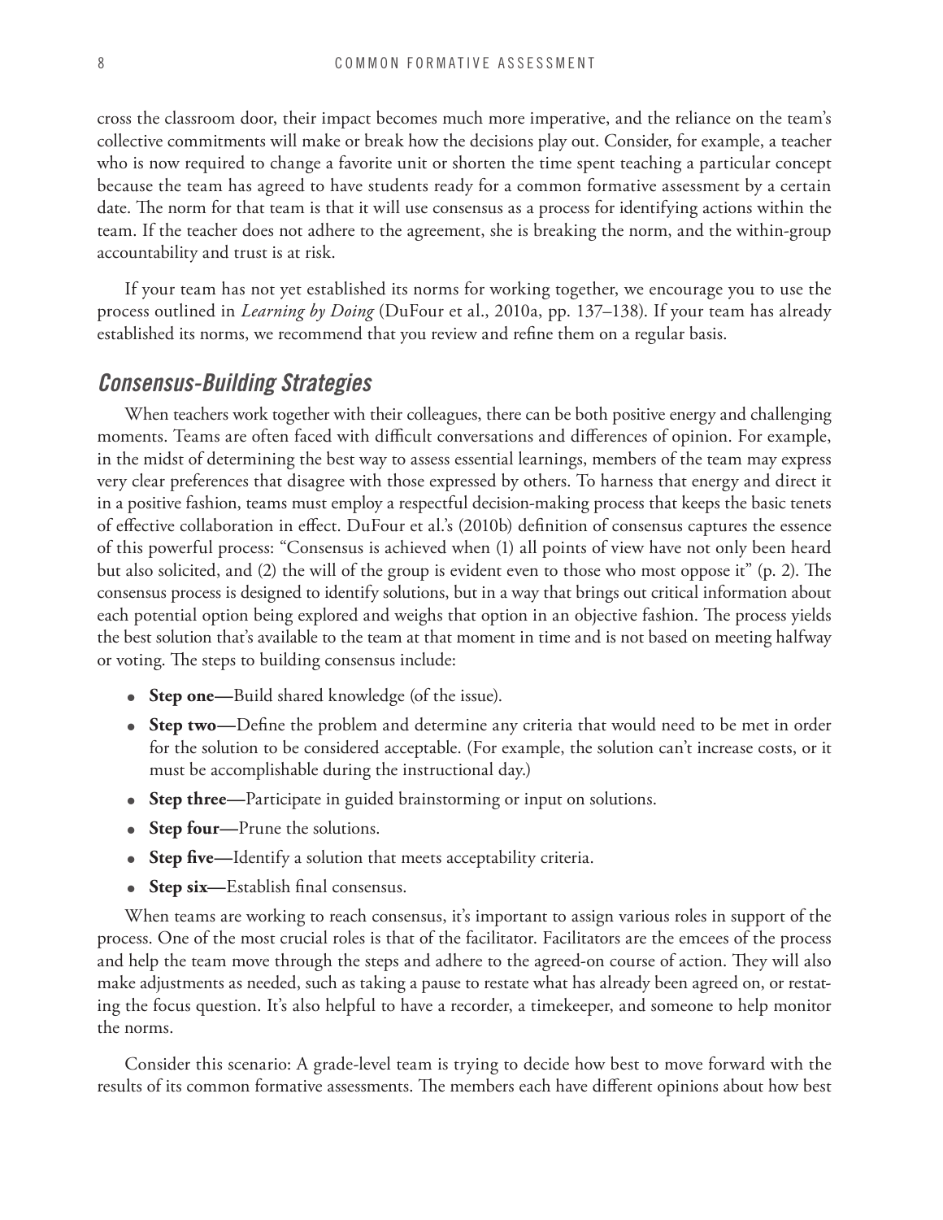cross the classroom door, their impact becomes much more imperative, and the reliance on the team's collective commitments will make or break how the decisions play out. Consider, for example, a teacher who is now required to change a favorite unit or shorten the time spent teaching a particular concept because the team has agreed to have students ready for a common formative assessment by a certain date. The norm for that team is that it will use consensus as a process for identifying actions within the team. If the teacher does not adhere to the agreement, she is breaking the norm, and the within-group accountability and trust is at risk.

If your team has not yet established its norms for working together, we encourage you to use the process outlined in *Learning by Doing* (DuFour et al., 2010a, pp. 137–138). If your team has already established its norms, we recommend that you review and refine them on a regular basis.

## *Consensus-Building Strategies*

When teachers work together with their colleagues, there can be both positive energy and challenging moments. Teams are often faced with difficult conversations and differences of opinion. For example, in the midst of determining the best way to assess essential learnings, members of the team may express very clear preferences that disagree with those expressed by others. To harness that energy and direct it in a positive fashion, teams must employ a respectful decision-making process that keeps the basic tenets of effective collaboration in effect. DuFour et al.'s (2010b) definition of consensus captures the essence of this powerful process: "Consensus is achieved when (1) all points of view have not only been heard but also solicited, and (2) the will of the group is evident even to those who most oppose it" (p. 2). The consensus process is designed to identify solutions, but in a way that brings out critical information about each potential option being explored and weighs that option in an objective fashion. The process yields the best solution that's available to the team at that moment in time and is not based on meeting halfway or voting. The steps to building consensus include:

- **Step one—**Build shared knowledge (of the issue).
- **Step two—**Define the problem and determine any criteria that would need to be met in order for the solution to be considered acceptable. (For example, the solution can't increase costs, or it must be accomplishable during the instructional day.)
- **Step three—**Participate in guided brainstorming or input on solutions.
- **Step four—**Prune the solutions.
- **Step five—**Identify a solution that meets acceptability criteria.
- **Step six—**Establish final consensus.

When teams are working to reach consensus, it's important to assign various roles in support of the process. One of the most crucial roles is that of the facilitator. Facilitators are the emcees of the process and help the team move through the steps and adhere to the agreed-on course of action. They will also make adjustments as needed, such as taking a pause to restate what has already been agreed on, or restating the focus question. It's also helpful to have a recorder, a timekeeper, and someone to help monitor the norms.

Consider this scenario: A grade-level team is trying to decide how best to move forward with the results of its common formative assessments. The members each have different opinions about how best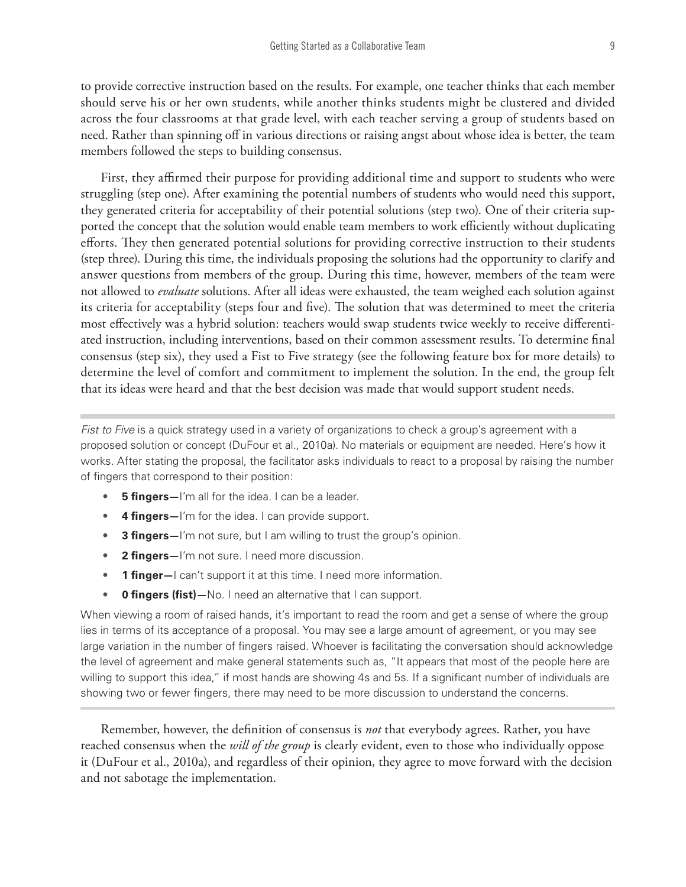to provide corrective instruction based on the results. For example, one teacher thinks that each member should serve his or her own students, while another thinks students might be clustered and divided across the four classrooms at that grade level, with each teacher serving a group of students based on need. Rather than spinning off in various directions or raising angst about whose idea is better, the team members followed the steps to building consensus.

First, they affirmed their purpose for providing additional time and support to students who were struggling (step one). After examining the potential numbers of students who would need this support, they generated criteria for acceptability of their potential solutions (step two). One of their criteria supported the concept that the solution would enable team members to work efficiently without duplicating efforts. They then generated potential solutions for providing corrective instruction to their students (step three). During this time, the individuals proposing the solutions had the opportunity to clarify and answer questions from members of the group. During this time, however, members of the team were not allowed to *evaluate* solutions. After all ideas were exhausted, the team weighed each solution against its criteria for acceptability (steps four and five). The solution that was determined to meet the criteria most effectively was a hybrid solution: teachers would swap students twice weekly to receive differentiated instruction, including interventions, based on their common assessment results. To determine final consensus (step six), they used a Fist to Five strategy (see the following feature box for more details) to determine the level of comfort and commitment to implement the solution. In the end, the group felt that its ideas were heard and that the best decision was made that would support student needs.

---

*Fist to Five* is a quick strategy used in a variety of organizations to check a group's agreement with a proposed solution or concept (DuFour et al., 2010a). No materials or equipment are needed. Here's how it works. After stating the proposal, the facilitator asks individuals to react to a proposal by raising the number of fingers that correspond to their position:

- **5 fingers—**I'm all for the idea. I can be a leader.
- **4 fingers—**I'm for the idea. I can provide support.
- **3 fingers—**I'm not sure, but I am willing to trust the group's opinion.
- **2 fingers—**I'm not sure. I need more discussion.
- **1 finger—**I can't support it at this time. I need more information.
- **0 fingers (fist)—**No. I need an alternative that I can support.

When viewing a room of raised hands, it's important to read the room and get a sense of where the group lies in terms of its acceptance of a proposal. You may see a large amount of agreement, or you may see large variation in the number of fingers raised. Whoever is facilitating the conversation should acknowledge the level of agreement and make general statements such as, "It appears that most of the people here are willing to support this idea," if most hands are showing 4s and 5s. If a significant number of individuals are showing two or fewer fingers, there may need to be more discussion to understand the concerns.

---

Remember, however, the definition of consensus is *not* that everybody agrees. Rather, you have reached consensus when the *will of the group* is clearly evident, even to those who individually oppose it (DuFour et al., 2010a), and regardless of their opinion, they agree to move forward with the decision and not sabotage the implementation.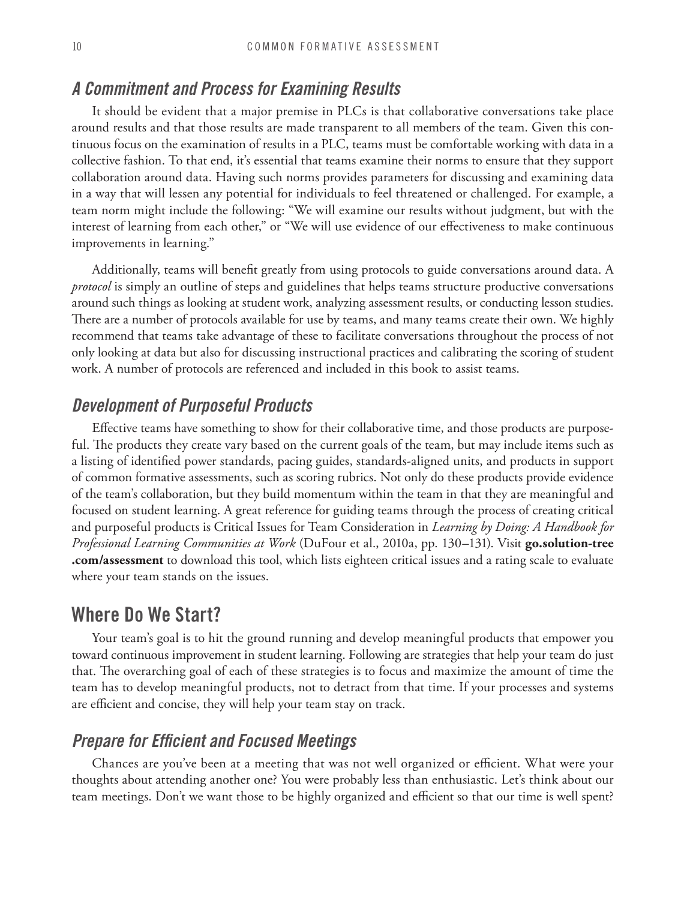### *A Commitment and Process for Examining Results*

It should be evident that a major premise in PLCs is that collaborative conversations take place around results and that those results are made transparent to all members of the team. Given this continuous focus on the examination of results in a PLC, teams must be comfortable working with data in a collective fashion. To that end, it's essential that teams examine their norms to ensure that they support collaboration around data. Having such norms provides parameters for discussing and examining data in a way that will lessen any potential for individuals to feel threatened or challenged. For example, a team norm might include the following: "We will examine our results without judgment, but with the interest of learning from each other," or "We will use evidence of our effectiveness to make continuous improvements in learning."

Additionally, teams will benefit greatly from using protocols to guide conversations around data. A *protocol* is simply an outline of steps and guidelines that helps teams structure productive conversations around such things as looking at student work, analyzing assessment results, or conducting lesson studies. There are a number of protocols available for use by teams, and many teams create their own. We highly recommend that teams take advantage of these to facilitate conversations throughout the process of not only looking at data but also for discussing instructional practices and calibrating the scoring of student work. A number of protocols are referenced and included in this book to assist teams.

### *Development of Purposeful Products*

Effective teams have something to show for their collaborative time, and those products are purposeful. The products they create vary based on the current goals of the team, but may include items such as a listing of identified power standards, pacing guides, standards-aligned units, and products in support of common formative assessments, such as scoring rubrics. Not only do these products provide evidence of the team's collaboration, but they build momentum within the team in that they are meaningful and focused on student learning. A great reference for guiding teams through the process of creating critical and purposeful products is Critical Issues for Team Consideration in *Learning by Doing: A Handbook for Professional Learning Communities at Work* (DuFour et al., 2010a, pp. 130–131). Visit **go.solution-tree.com/assessment** to download this tool, which lists eighteen critical issues and a rating scale to evaluate where your team stands on the issues.

## Where Do We Start?

Your team's goal is to hit the ground running and develop meaningful products that empower you toward continuous improvement in student learning. Following are strategies that help your team do just that. The overarching goal of each of these strategies is to focus and maximize the amount of time the team has to develop meaningful products, not to detract from that time. If your processes and systems are efficient and concise, they will help your team stay on track.

### *Prepare for Efficient and Focused Meetings*

Chances are you've been at a meeting that was not well organized or efficient. What were your thoughts about attending another one? You were probably less than enthusiastic. Let's think about our team meetings. Don't we want those to be highly organized and efficient so that our time is well spent?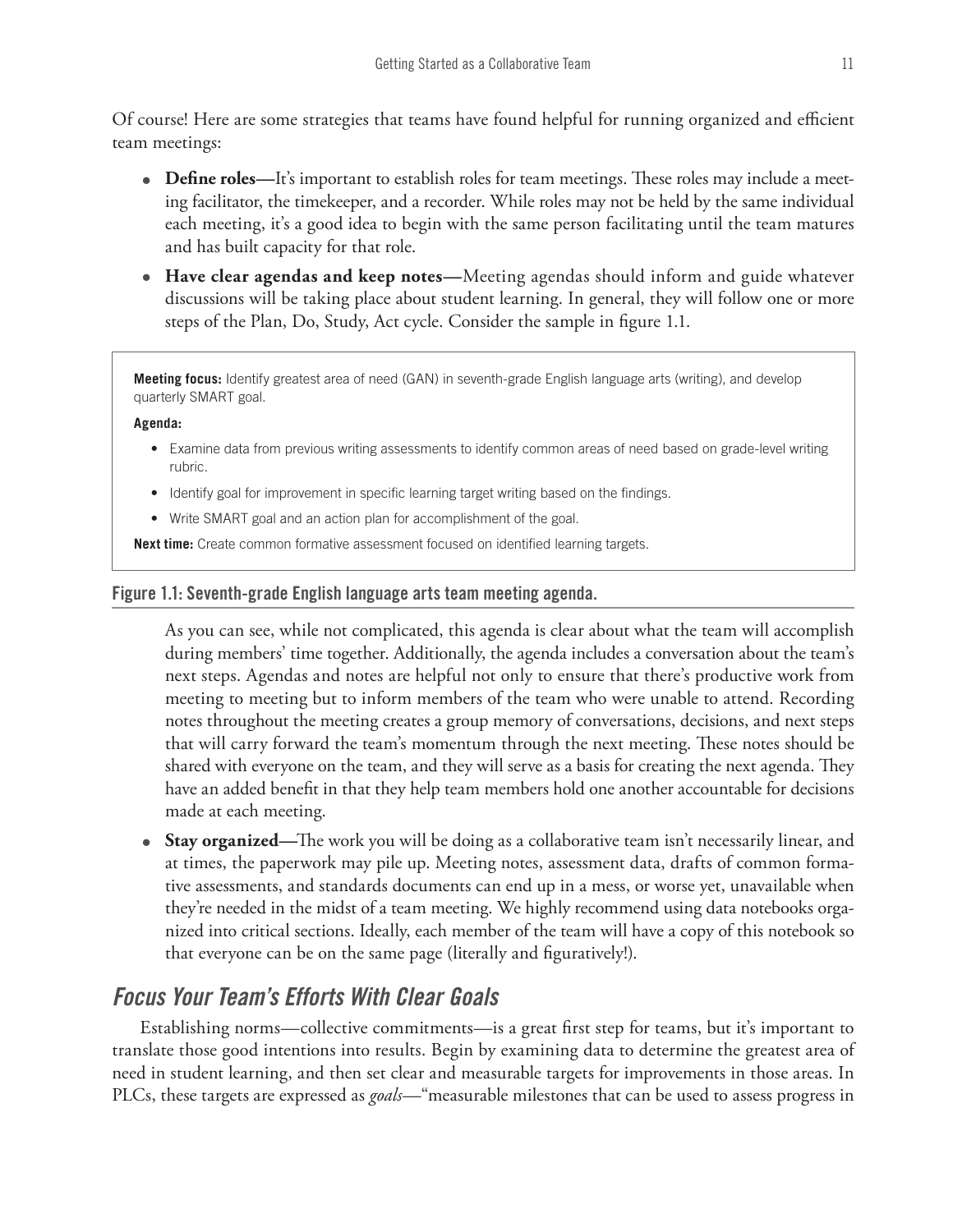Of course! Here are some strategies that teams have found helpful for running organized and efficient team meetings:

- **Define roles—**It's important to establish roles for team meetings. These roles may include a meeting facilitator, the timekeeper, and a recorder. While roles may not be held by the same individual each meeting, it's a good idea to begin with the same person facilitating until the team matures and has built capacity for that role.
- **Have clear agendas and keep notes—**Meeting agendas should inform and guide whatever discussions will be taking place about student learning. In general, they will follow one or more steps of the Plan, Do, Study, Act cycle. Consider the sample in figure 1.1.

> **Meeting focus:** Identify greatest area of need (GAN) in seventh-grade English language arts (writing), and develop quarterly SMART goal.
>
> **Agenda:**
>
> - Examine data from previous writing assessments to identify common areas of need based on grade-level writing rubric.
> - Identify goal for improvement in specific learning target writing based on the findings.
> - Write SMART goal and an action plan for accomplishment of the goal.
>
> **Next time:** Create common formative assessment focused on identified learning targets.

**Figure 1.1: Seventh-grade English language arts team meeting agenda.**

As you can see, while not complicated, this agenda is clear about what the team will accomplish during members' time together. Additionally, the agenda includes a conversation about the team's next steps. Agendas and notes are helpful not only to ensure that there's productive work from meeting to meeting but to inform members of the team who were unable to attend. Recording notes throughout the meeting creates a group memory of conversations, decisions, and next steps that will carry forward the team's momentum through the next meeting. These notes should be shared with everyone on the team, and they will serve as a basis for creating the next agenda. They have an added benefit in that they help team members hold one another accountable for decisions made at each meeting.

- **Stay organized—**The work you will be doing as a collaborative team isn't necessarily linear, and at times, the paperwork may pile up. Meeting notes, assessment data, drafts of common formative assessments, and standards documents can end up in a mess, or worse yet, unavailable when they're needed in the midst of a team meeting. We highly recommend using data notebooks organized into critical sections. Ideally, each member of the team will have a copy of this notebook so that everyone can be on the same page (literally and figuratively!).

## *Focus Your Team's Efforts With Clear Goals*

Establishing norms—collective commitments—is a great first step for teams, but it's important to translate those good intentions into results. Begin by examining data to determine the greatest area of need in student learning, and then set clear and measurable targets for improvements in those areas. In PLCs, these targets are expressed as *goals*—"measurable milestones that can be used to assess progress in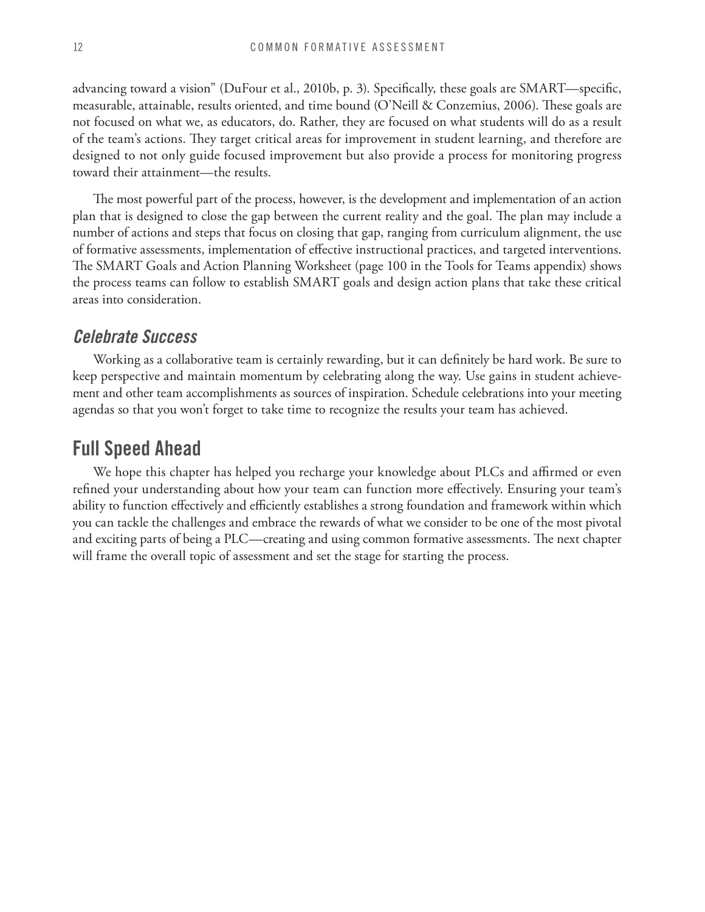advancing toward a vision" (DuFour et al., 2010b, p. 3). Specifically, these goals are SMART—specific, measurable, attainable, results oriented, and time bound (O'Neill & Conzemius, 2006). These goals are not focused on what we, as educators, do. Rather, they are focused on what students will do as a result of the team's actions. They target critical areas for improvement in student learning, and therefore are designed to not only guide focused improvement but also provide a process for monitoring progress toward their attainment—the results.

The most powerful part of the process, however, is the development and implementation of an action plan that is designed to close the gap between the current reality and the goal. The plan may include a number of actions and steps that focus on closing that gap, ranging from curriculum alignment, the use of formative assessments, implementation of effective instructional practices, and targeted interventions. The SMART Goals and Action Planning Worksheet (page 100 in the Tools for Teams appendix) shows the process teams can follow to establish SMART goals and design action plans that take these critical areas into consideration.

### *Celebrate Success*

Working as a collaborative team is certainly rewarding, but it can definitely be hard work. Be sure to keep perspective and maintain momentum by celebrating along the way. Use gains in student achievement and other team accomplishments as sources of inspiration. Schedule celebrations into your meeting agendas so that you won't forget to take time to recognize the results your team has achieved.

## Full Speed Ahead

We hope this chapter has helped you recharge your knowledge about PLCs and affirmed or even refined your understanding about how your team can function more effectively. Ensuring your team's ability to function effectively and efficiently establishes a strong foundation and framework within which you can tackle the challenges and embrace the rewards of what we consider to be one of the most pivotal and exciting parts of being a PLC—creating and using common formative assessments. The next chapter will frame the overall topic of assessment and set the stage for starting the process.